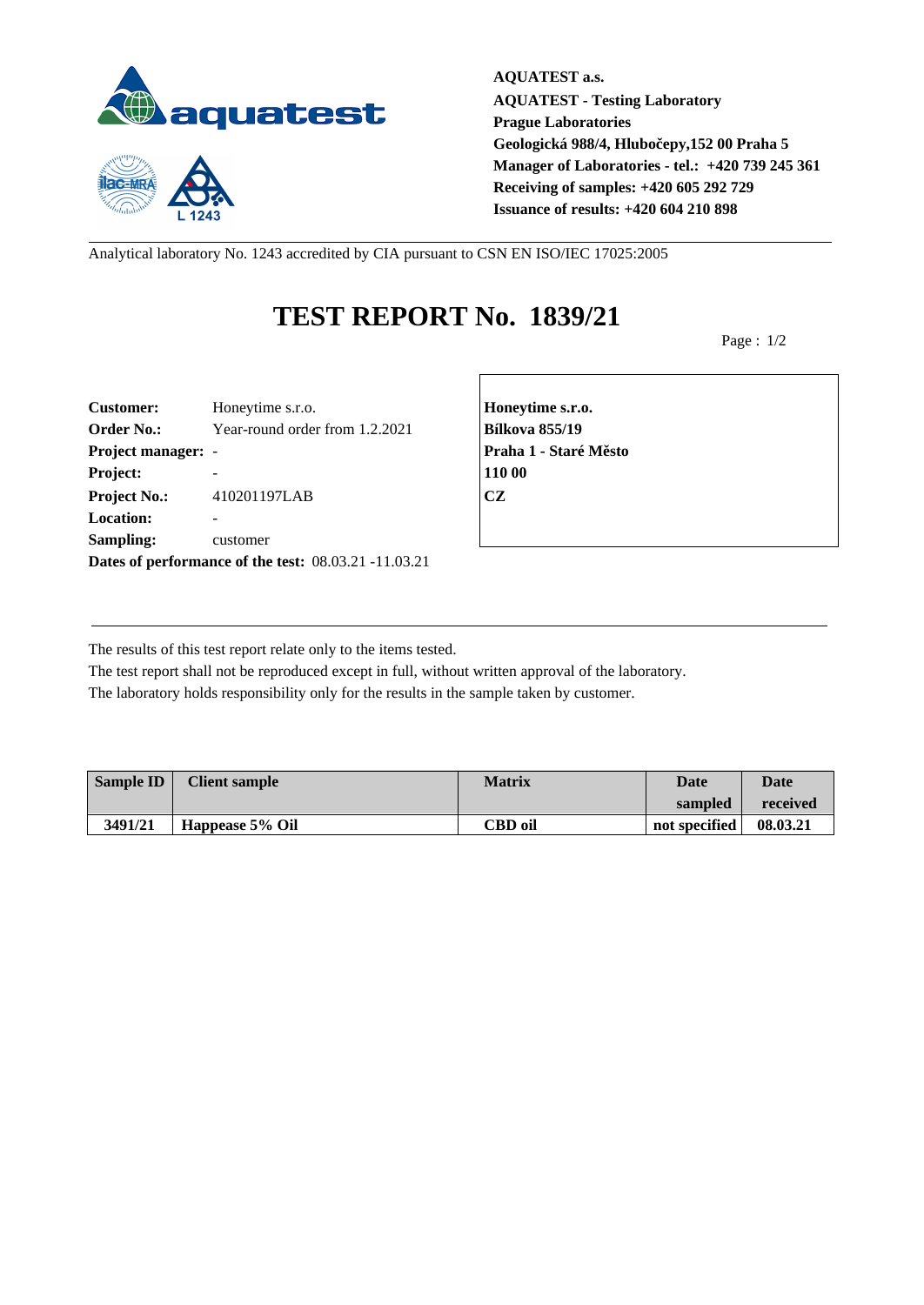**AQUATEST a.s.**
**AQUATEST - Testing Laboratory**
**Prague Laboratories**
**Geologická 988/4, Hlubočepy,152 00 Praha 5**
**Manager of Laboratories - tel.: +420 739 245 361**
**Receiving of samples: +420 605 292 729**
**Issuance of results: +420 604 210 898**

Analytical laboratory No. 1243 accredited by CIA pursuant to CSN EN ISO/IEC 17025:2005

# TEST REPORT No. 1839/21

Page : 1/2

**Customer:** Honeytime s.r.o.
**Order No.:** Year-round order from 1.2.2021
**Project manager:** -
**Project:** -
**Project No.:** 410201197LAB
**Location:** -
**Sampling:** customer
**Dates of performance of the test:** 08.03.21 -11.03.21

**Honeytime s.r.o.**
**Bílkova 855/19**
**Praha 1 - Staré Město**
**110 00**
**CZ**

The results of this test report relate only to the items tested.
The test report shall not be reproduced except in full, without written approval of the laboratory.
The laboratory holds responsibility only for the results in the sample taken by customer.

| Sample ID | Client sample | Matrix | Date sampled | Date received |
|---|---|---|---|---|
| **3491/21** | **Happease 5% Oil** | **CBD oil** | **not specified** | **08.03.21** |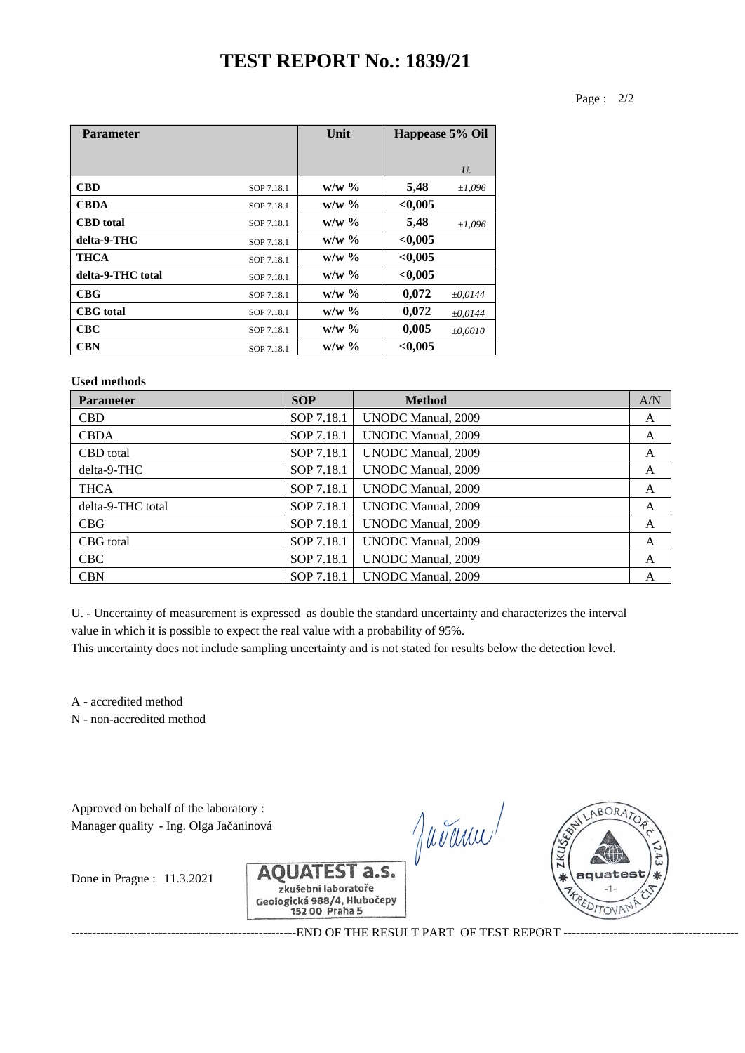# TEST REPORT No.: 1839/21

| Parameter | | Unit | Happease 5% Oil | U. |
|---|---|---|---|---|
| **CBD** | SOP 7.18.1 | **w/w %** | **5,48** | *±1,096* |
| **CBDA** | SOP 7.18.1 | **w/w %** | **<0,005** | |
| **CBD total** | SOP 7.18.1 | **w/w %** | **5,48** | *±1,096* |
| **delta-9-THC** | SOP 7.18.1 | **w/w %** | **<0,005** | |
| **THCA** | SOP 7.18.1 | **w/w %** | **<0,005** | |
| **delta-9-THC total** | SOP 7.18.1 | **w/w %** | **<0,005** | |
| **CBG** | SOP 7.18.1 | **w/w %** | **0,072** | *±0,0144* |
| **CBG total** | SOP 7.18.1 | **w/w %** | **0,072** | *±0,0144* |
| **CBC** | SOP 7.18.1 | **w/w %** | **0,005** | *±0,0010* |
| **CBN** | SOP 7.18.1 | **w/w %** | **<0,005** | |

**Used methods**

| Parameter | SOP | Method | A/N |
|---|---|---|---|
| CBD | SOP 7.18.1 | UNODC Manual, 2009 | A |
| CBDA | SOP 7.18.1 | UNODC Manual, 2009 | A |
| CBD total | SOP 7.18.1 | UNODC Manual, 2009 | A |
| delta-9-THC | SOP 7.18.1 | UNODC Manual, 2009 | A |
| THCA | SOP 7.18.1 | UNODC Manual, 2009 | A |
| delta-9-THC total | SOP 7.18.1 | UNODC Manual, 2009 | A |
| CBG | SOP 7.18.1 | UNODC Manual, 2009 | A |
| CBG total | SOP 7.18.1 | UNODC Manual, 2009 | A |
| CBC | SOP 7.18.1 | UNODC Manual, 2009 | A |
| CBN | SOP 7.18.1 | UNODC Manual, 2009 | A |

U. - Uncertainty of measurement is expressed as double the standard uncertainty and characterizes the interval value in which it is possible to expect the real value with a probability of 95%.
This uncertainty does not include sampling uncertainty and is not stated for results below the detection level.

A - accredited method
N - non-accredited method

Approved on behalf of the laboratory :
Manager quality - Ing. Olga Jačaninová

Done in Prague : 11.3.2021

AQUATEST a.s.
zkušební laboratoře
Geologická 988/4, Hlubočepy
152 00 Praha 5

ZKUŠEBNÍ LABORATOŘ č. 1243
aquatest
-1-
AKREDITOVANÁ ČIA

------------------------------------------------------END OF THE RESULT PART OF TEST REPORT ------------------------------------------------------